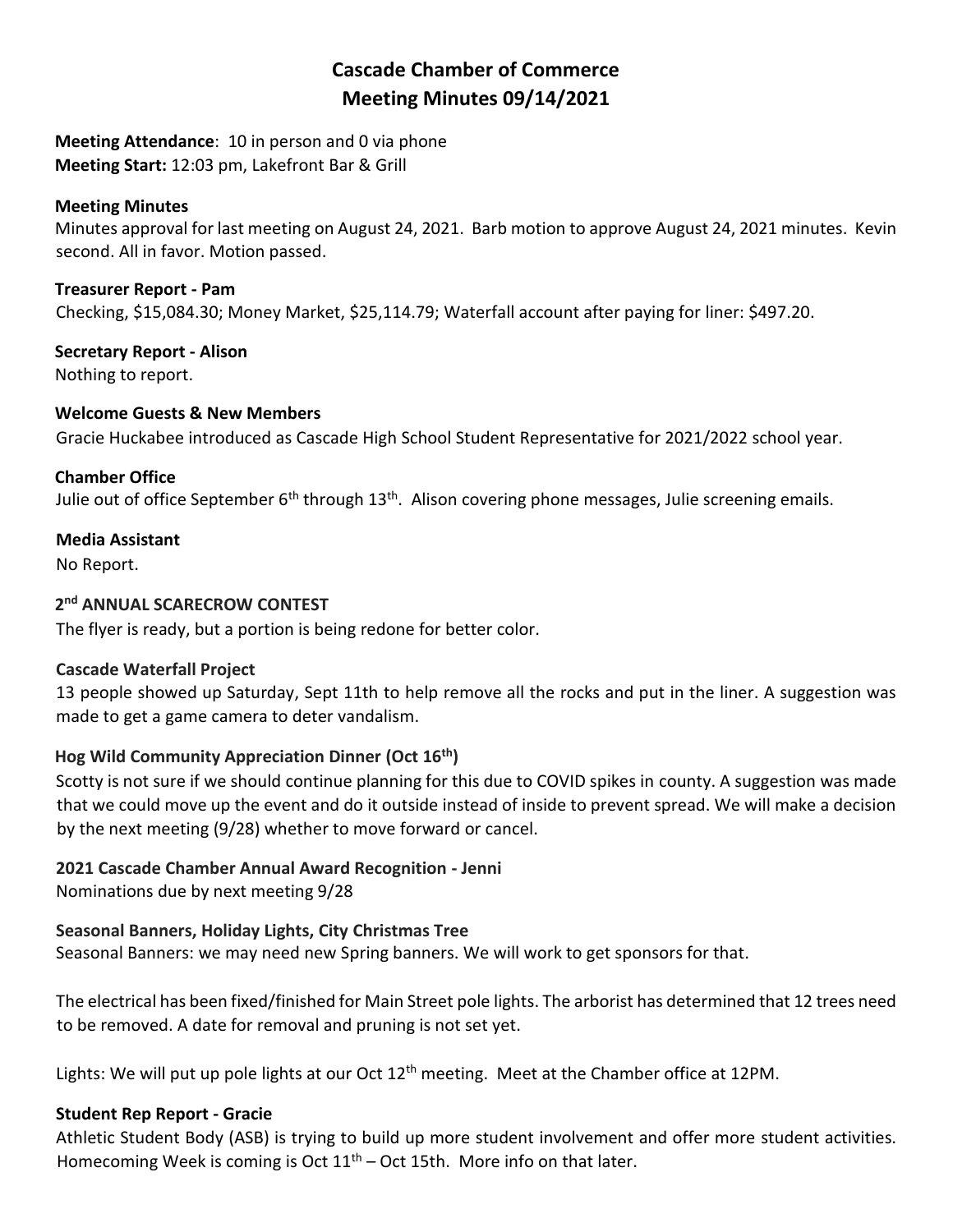# Cascade Chamber of Commerce
# Meeting Minutes 09/14/2021

**Meeting Attendance**: 10 in person and 0 via phone
**Meeting Start:** 12:03 pm, Lakefront Bar & Grill

**Meeting Minutes**
Minutes approval for last meeting on August 24, 2021. Barb motion to approve August 24, 2021 minutes. Kevin second. All in favor. Motion passed.

**Treasurer Report - Pam**
Checking, $15,084.30; Money Market, $25,114.79; Waterfall account after paying for liner: $497.20.

**Secretary Report - Alison**
Nothing to report.

**Welcome Guests & New Members**
Gracie Huckabee introduced as Cascade High School Student Representative for 2021/2022 school year.

**Chamber Office**
Julie out of office September 6th through 13th. Alison covering phone messages, Julie screening emails.

**Media Assistant**
No Report.

**2nd ANNUAL SCARECROW CONTEST**
The flyer is ready, but a portion is being redone for better color.

**Cascade Waterfall Project**
13 people showed up Saturday, Sept 11th to help remove all the rocks and put in the liner. A suggestion was made to get a game camera to deter vandalism.

**Hog Wild Community Appreciation Dinner (Oct 16th)**
Scotty is not sure if we should continue planning for this due to COVID spikes in county. A suggestion was made that we could move up the event and do it outside instead of inside to prevent spread. We will make a decision by the next meeting (9/28) whether to move forward or cancel.

**2021 Cascade Chamber Annual Award Recognition - Jenni**
Nominations due by next meeting 9/28

**Seasonal Banners, Holiday Lights, City Christmas Tree**
Seasonal Banners: we may need new Spring banners. We will work to get sponsors for that.

The electrical has been fixed/finished for Main Street pole lights. The arborist has determined that 12 trees need to be removed. A date for removal and pruning is not set yet.

Lights: We will put up pole lights at our Oct 12th meeting. Meet at the Chamber office at 12PM.

**Student Rep Report - Gracie**
Athletic Student Body (ASB) is trying to build up more student involvement and offer more student activities. Homecoming Week is coming is Oct 11th – Oct 15th. More info on that later.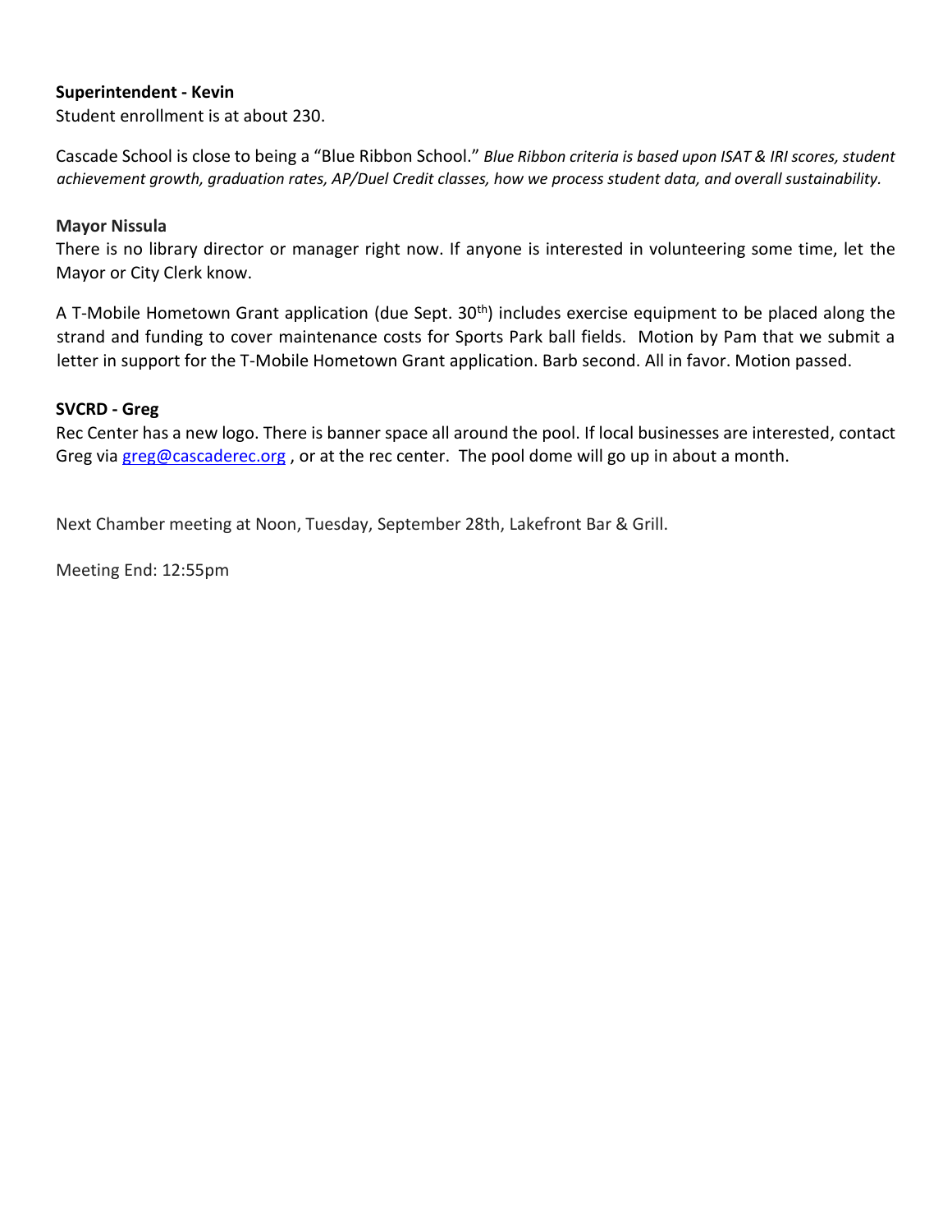**Superintendent - Kevin**
Student enrollment is at about 230.

Cascade School is close to being a "Blue Ribbon School." *Blue Ribbon criteria is based upon ISAT & IRI scores, student achievement growth, graduation rates, AP/Duel Credit classes, how we process student data, and overall sustainability.*

**Mayor Nissula**
There is no library director or manager right now. If anyone is interested in volunteering some time, let the Mayor or City Clerk know.

A T-Mobile Hometown Grant application (due Sept. 30th) includes exercise equipment to be placed along the strand and funding to cover maintenance costs for Sports Park ball fields. Motion by Pam that we submit a letter in support for the T-Mobile Hometown Grant application. Barb second. All in favor. Motion passed.

**SVCRD - Greg**
Rec Center has a new logo. There is banner space all around the pool. If local businesses are interested, contact Greg via greg@cascaderec.org , or at the rec center. The pool dome will go up in about a month.

Next Chamber meeting at Noon, Tuesday, September 28th, Lakefront Bar & Grill.

Meeting End: 12:55pm